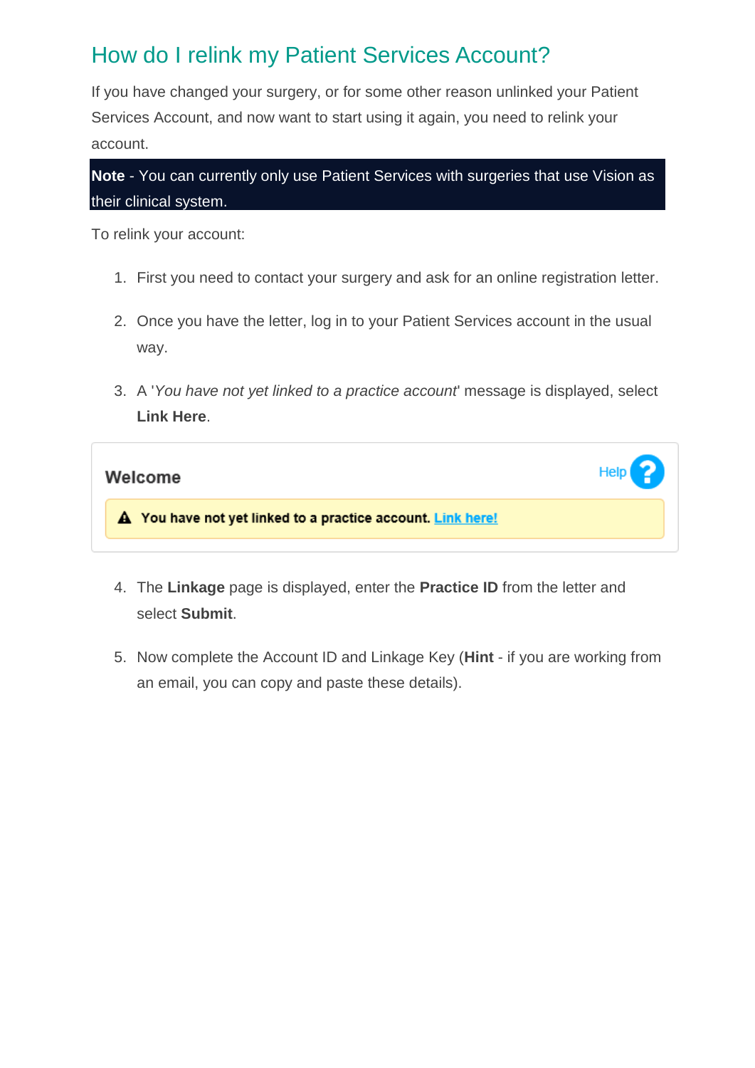# How do I relink my Patient Services Account?

If you have changed your surgery, or for some other reason unlinked your Patient Services Account, and now want to start using it again, you need to relink your account.

**Note** - You can currently only use Patient Services with surgeries that use Vision as their clinical system.

To relink your account:

1. First you need to contact your surgery and ask for an online registration letter.

2. Once you have the letter, log in to your Patient Services account in the usual way.

3. A '*You have not yet linked to a practice account*' message is displayed, select **Link Here**.

**Welcome** Help

You have not yet linked to a practice account. Link here!

4. The **Linkage** page is displayed, enter the **Practice ID** from the letter and select **Submit**.

5. Now complete the Account ID and Linkage Key (**Hint** - if you are working from an email, you can copy and paste these details).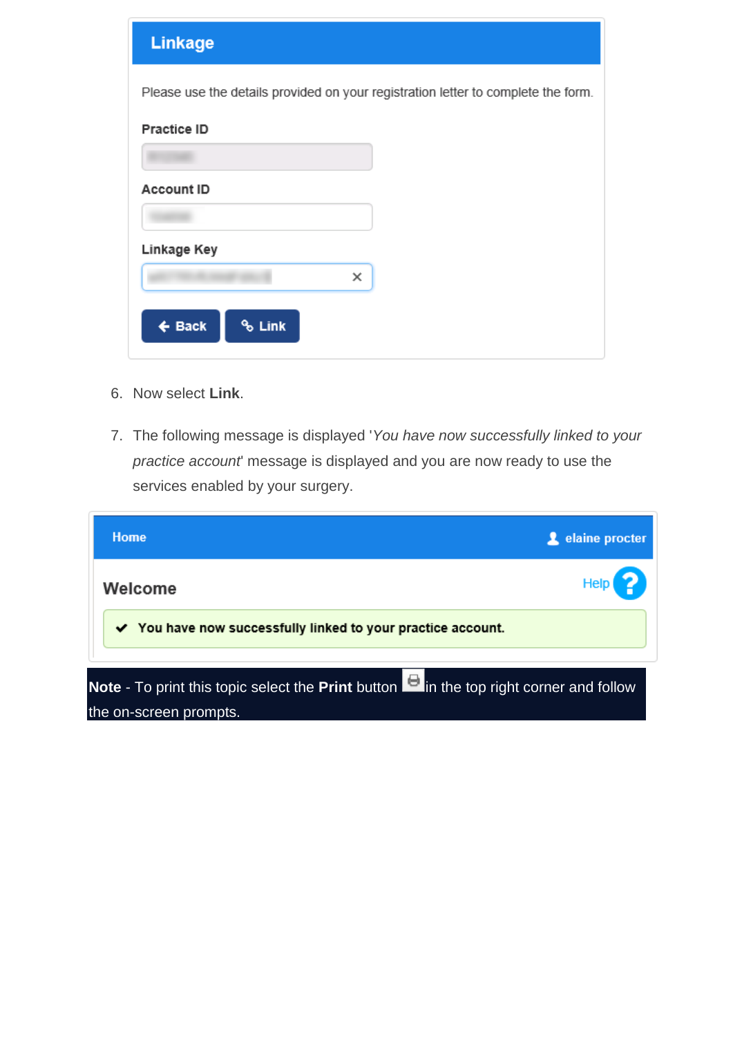Linkage

Please use the details provided on your registration letter to complete the form.

Practice ID

Account ID

Linkage Key

Back   Link

6. Now select **Link**.
7. The following message is displayed '*You have now successfully linked to your practice account*' message is displayed and you are now ready to use the services enabled by your surgery.

Home   elaine procter

Welcome   Help

You have now successfully linked to your practice account.

**Note** - To print this topic select the **Print** button in the top right corner and follow the on-screen prompts.